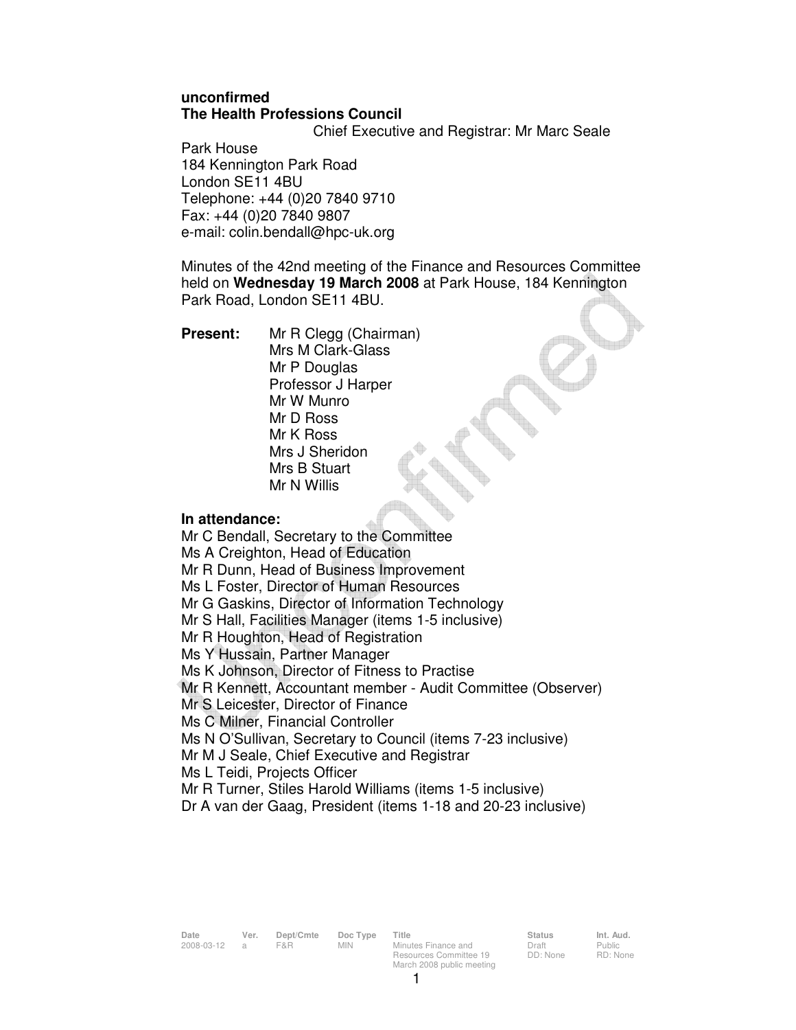**unconfirmed**
**The Health Professions Council**

Chief Executive and Registrar: Mr Marc Seale

Park House
184 Kennington Park Road
London SE11 4BU
Telephone: +44 (0)20 7840 9710
Fax: +44 (0)20 7840 9807
e-mail: colin.bendall@hpc-uk.org

Minutes of the 42nd meeting of the Finance and Resources Committee held on **Wednesday 19 March 2008** at Park House, 184 Kennington Park Road, London SE11 4BU.

**Present:**
Mr R Clegg (Chairman)
Mrs M Clark-Glass
Mr P Douglas
Professor J Harper
Mr W Munro
Mr D Ross
Mr K Ross
Mrs J Sheridon
Mrs B Stuart
Mr N Willis

**In attendance:**
Mr C Bendall, Secretary to the Committee
Ms A Creighton, Head of Education
Mr R Dunn, Head of Business Improvement
Ms L Foster, Director of Human Resources
Mr G Gaskins, Director of Information Technology
Mr S Hall, Facilities Manager (items 1-5 inclusive)
Mr R Houghton, Head of Registration
Ms Y Hussain, Partner Manager
Ms K Johnson, Director of Fitness to Practise
Mr R Kennett, Accountant member - Audit Committee (Observer)
Mr S Leicester, Director of Finance
Ms C Milner, Financial Controller
Ms N O'Sullivan, Secretary to Council (items 7-23 inclusive)
Mr M J Seale, Chief Executive and Registrar
Ms L Teidi, Projects Officer
Mr R Turner, Stiles Harold Williams (items 1-5 inclusive)
Dr A van der Gaag, President (items 1-18 and 20-23 inclusive)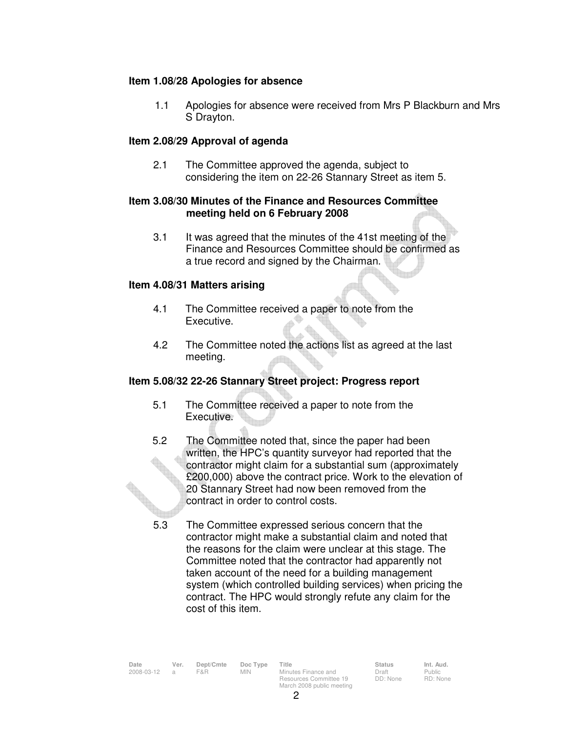### Item 1.08/28 Apologies for absence

1.1 Apologies for absence were received from Mrs P Blackburn and Mrs S Drayton.

### Item 2.08/29 Approval of agenda

2.1 The Committee approved the agenda, subject to considering the item on 22-26 Stannary Street as item 5.

### Item 3.08/30 Minutes of the Finance and Resources Committee meeting held on 6 February 2008

3.1 It was agreed that the minutes of the 41st meeting of the Finance and Resources Committee should be confirmed as a true record and signed by the Chairman.

### Item 4.08/31 Matters arising

4.1 The Committee received a paper to note from the Executive.

4.2 The Committee noted the actions list as agreed at the last meeting.

### Item 5.08/32 22-26 Stannary Street project: Progress report

5.1 The Committee received a paper to note from the Executive.

5.2 The Committee noted that, since the paper had been written, the HPC's quantity surveyor had reported that the contractor might claim for a substantial sum (approximately £200,000) above the contract price. Work to the elevation of 20 Stannary Street had now been removed from the contract in order to control costs.

5.3 The Committee expressed serious concern that the contractor might make a substantial claim and noted that the reasons for the claim were unclear at this stage. The Committee noted that the contractor had apparently not taken account of the need for a building management system (which controlled building services) when pricing the contract. The HPC would strongly refute any claim for the cost of this item.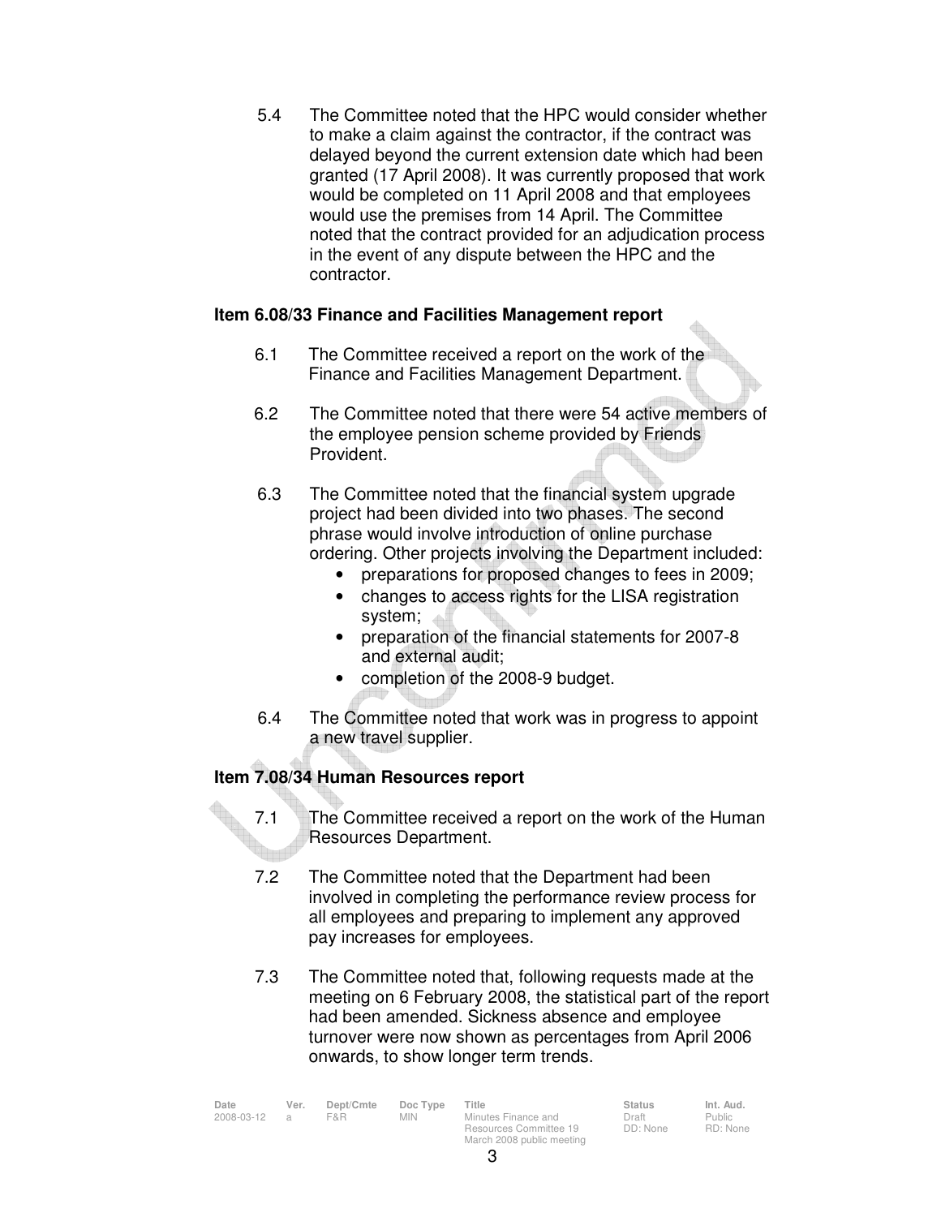5.4 The Committee noted that the HPC would consider whether to make a claim against the contractor, if the contract was delayed beyond the current extension date which had been granted (17 April 2008). It was currently proposed that work would be completed on 11 April 2008 and that employees would use the premises from 14 April. The Committee noted that the contract provided for an adjudication process in the event of any dispute between the HPC and the contractor.

**Item 6.08/33 Finance and Facilities Management report**

6.1 The Committee received a report on the work of the Finance and Facilities Management Department.

6.2 The Committee noted that there were 54 active members of the employee pension scheme provided by Friends Provident.

6.3 The Committee noted that the financial system upgrade project had been divided into two phases. The second phrase would involve introduction of online purchase ordering. Other projects involving the Department included:

- preparations for proposed changes to fees in 2009;
- changes to access rights for the LISA registration system;
- preparation of the financial statements for 2007-8 and external audit;
- completion of the 2008-9 budget.

6.4 The Committee noted that work was in progress to appoint a new travel supplier.

**Item 7.08/34 Human Resources report**

7.1 The Committee received a report on the work of the Human Resources Department.

7.2 The Committee noted that the Department had been involved in completing the performance review process for all employees and preparing to implement any approved pay increases for employees.

7.3 The Committee noted that, following requests made at the meeting on 6 February 2008, the statistical part of the report had been amended. Sickness absence and employee turnover were now shown as percentages from April 2006 onwards, to show longer term trends.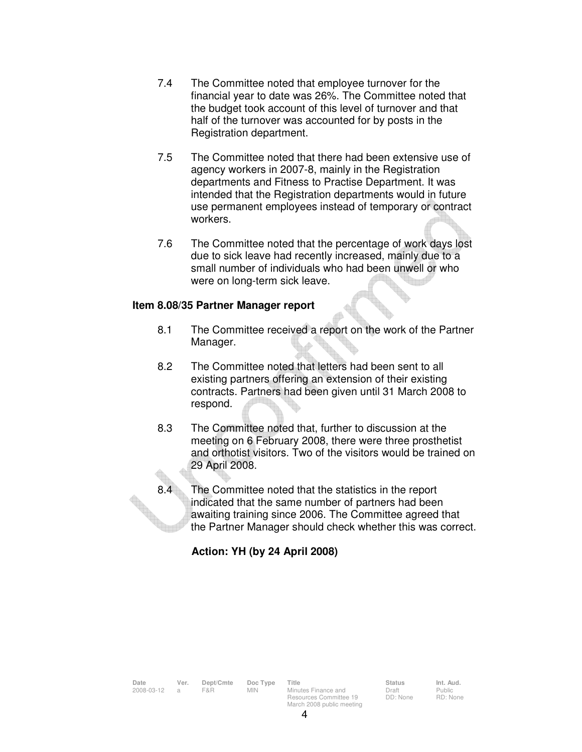7.4 The Committee noted that employee turnover for the financial year to date was 26%. The Committee noted that the budget took account of this level of turnover and that half of the turnover was accounted for by posts in the Registration department.

7.5 The Committee noted that there had been extensive use of agency workers in 2007-8, mainly in the Registration departments and Fitness to Practise Department. It was intended that the Registration departments would in future use permanent employees instead of temporary or contract workers.

7.6 The Committee noted that the percentage of work days lost due to sick leave had recently increased, mainly due to a small number of individuals who had been unwell or who were on long-term sick leave.

**Item 8.08/35 Partner Manager report**

8.1 The Committee received a report on the work of the Partner Manager.

8.2 The Committee noted that letters had been sent to all existing partners offering an extension of their existing contracts. Partners had been given until 31 March 2008 to respond.

8.3 The Committee noted that, further to discussion at the meeting on 6 February 2008, there were three prosthetist and orthotist visitors. Two of the visitors would be trained on 29 April 2008.

8.4 The Committee noted that the statistics in the report indicated that the same number of partners had been awaiting training since 2006. The Committee agreed that the Partner Manager should check whether this was correct.

**Action: YH (by 24 April 2008)**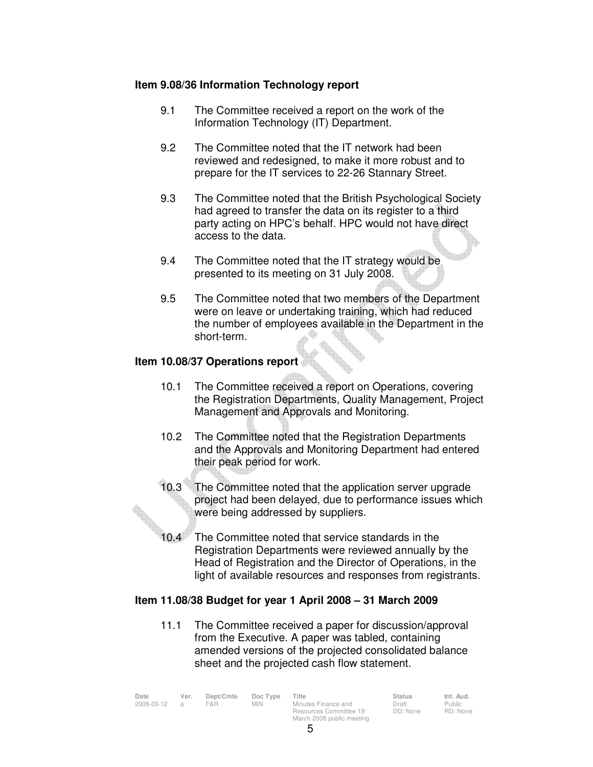**Item 9.08/36 Information Technology report**

9.1 The Committee received a report on the work of the Information Technology (IT) Department.

9.2 The Committee noted that the IT network had been reviewed and redesigned, to make it more robust and to prepare for the IT services to 22-26 Stannary Street.

9.3 The Committee noted that the British Psychological Society had agreed to transfer the data on its register to a third party acting on HPC's behalf. HPC would not have direct access to the data.

9.4 The Committee noted that the IT strategy would be presented to its meeting on 31 July 2008.

9.5 The Committee noted that two members of the Department were on leave or undertaking training, which had reduced the number of employees available in the Department in the short-term.

**Item 10.08/37 Operations report**

10.1 The Committee received a report on Operations, covering the Registration Departments, Quality Management, Project Management and Approvals and Monitoring.

10.2 The Committee noted that the Registration Departments and the Approvals and Monitoring Department had entered their peak period for work.

10.3 The Committee noted that the application server upgrade project had been delayed, due to performance issues which were being addressed by suppliers.

10.4 The Committee noted that service standards in the Registration Departments were reviewed annually by the Head of Registration and the Director of Operations, in the light of available resources and responses from registrants.

**Item 11.08/38 Budget for year 1 April 2008 – 31 March 2009**

11.1 The Committee received a paper for discussion/approval from the Executive. A paper was tabled, containing amended versions of the projected consolidated balance sheet and the projected cash flow statement.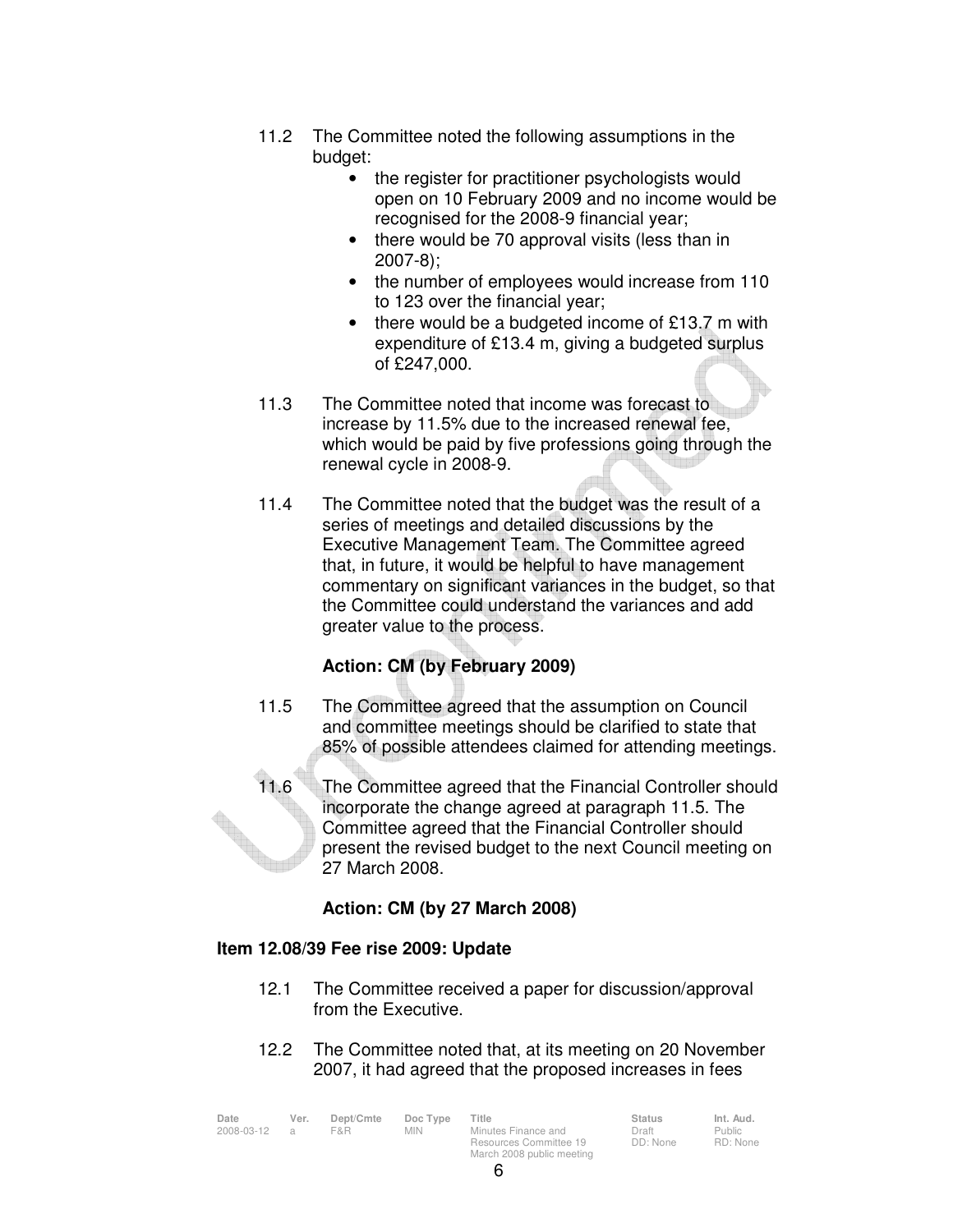11.2 The Committee noted the following assumptions in the budget:

- the register for practitioner psychologists would open on 10 February 2009 and no income would be recognised for the 2008-9 financial year;
- there would be 70 approval visits (less than in 2007-8);
- the number of employees would increase from 110 to 123 over the financial year;
- there would be a budgeted income of £13.7 m with expenditure of £13.4 m, giving a budgeted surplus of £247,000.

11.3 The Committee noted that income was forecast to increase by 11.5% due to the increased renewal fee, which would be paid by five professions going through the renewal cycle in 2008-9.

11.4 The Committee noted that the budget was the result of a series of meetings and detailed discussions by the Executive Management Team. The Committee agreed that, in future, it would be helpful to have management commentary on significant variances in the budget, so that the Committee could understand the variances and add greater value to the process.

**Action: CM (by February 2009)**

11.5 The Committee agreed that the assumption on Council and committee meetings should be clarified to state that 85% of possible attendees claimed for attending meetings.

11.6 The Committee agreed that the Financial Controller should incorporate the change agreed at paragraph 11.5. The Committee agreed that the Financial Controller should present the revised budget to the next Council meeting on 27 March 2008.

**Action: CM (by 27 March 2008)**

**Item 12.08/39 Fee rise 2009: Update**

12.1 The Committee received a paper for discussion/approval from the Executive.

12.2 The Committee noted that, at its meeting on 20 November 2007, it had agreed that the proposed increases in fees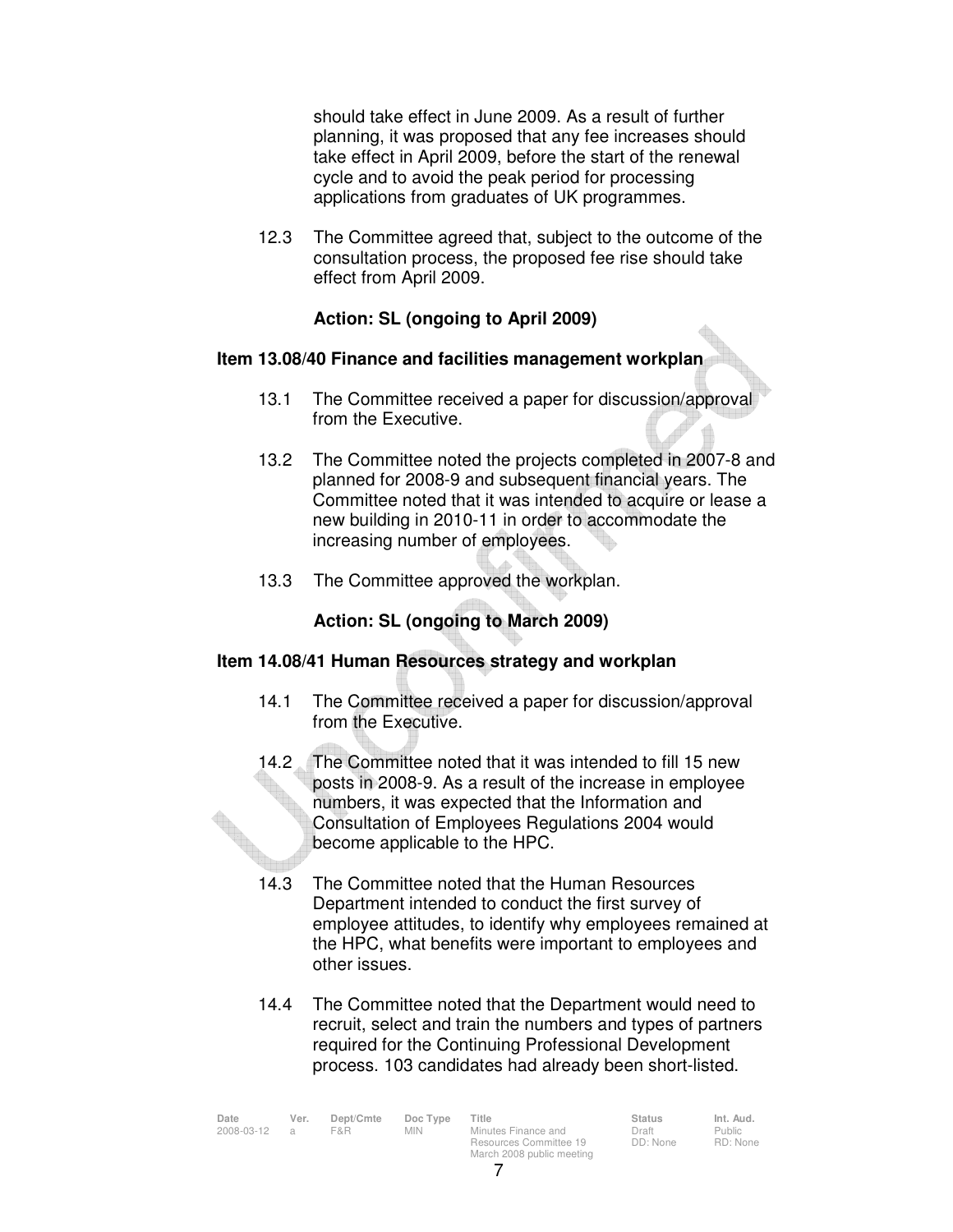should take effect in June 2009. As a result of further planning, it was proposed that any fee increases should take effect in April 2009, before the start of the renewal cycle and to avoid the peak period for processing applications from graduates of UK programmes.

12.3 The Committee agreed that, subject to the outcome of the consultation process, the proposed fee rise should take effect from April 2009.

**Action: SL (ongoing to April 2009)**

**Item 13.08/40 Finance and facilities management workplan**

13.1 The Committee received a paper for discussion/approval from the Executive.

13.2 The Committee noted the projects completed in 2007-8 and planned for 2008-9 and subsequent financial years. The Committee noted that it was intended to acquire or lease a new building in 2010-11 in order to accommodate the increasing number of employees.

13.3 The Committee approved the workplan.

**Action: SL (ongoing to March 2009)**

**Item 14.08/41 Human Resources strategy and workplan**

14.1 The Committee received a paper for discussion/approval from the Executive.

14.2 The Committee noted that it was intended to fill 15 new posts in 2008-9. As a result of the increase in employee numbers, it was expected that the Information and Consultation of Employees Regulations 2004 would become applicable to the HPC.

14.3 The Committee noted that the Human Resources Department intended to conduct the first survey of employee attitudes, to identify why employees remained at the HPC, what benefits were important to employees and other issues.

14.4 The Committee noted that the Department would need to recruit, select and train the numbers and types of partners required for the Continuing Professional Development process. 103 candidates had already been short-listed.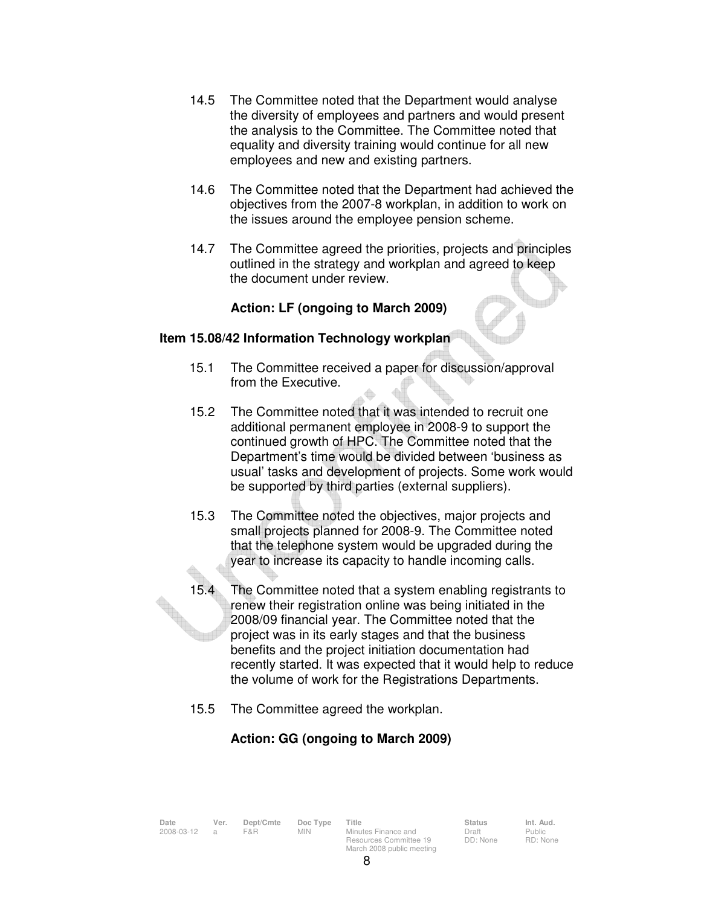14.5 The Committee noted that the Department would analyse the diversity of employees and partners and would present the analysis to the Committee. The Committee noted that equality and diversity training would continue for all new employees and new and existing partners.

14.6 The Committee noted that the Department had achieved the objectives from the 2007-8 workplan, in addition to work on the issues around the employee pension scheme.

14.7 The Committee agreed the priorities, projects and principles outlined in the strategy and workplan and agreed to keep the document under review.

**Action: LF (ongoing to March 2009)**

**Item 15.08/42 Information Technology workplan**

15.1 The Committee received a paper for discussion/approval from the Executive.

15.2 The Committee noted that it was intended to recruit one additional permanent employee in 2008-9 to support the continued growth of HPC. The Committee noted that the Department's time would be divided between 'business as usual' tasks and development of projects. Some work would be supported by third parties (external suppliers).

15.3 The Committee noted the objectives, major projects and small projects planned for 2008-9. The Committee noted that the telephone system would be upgraded during the year to increase its capacity to handle incoming calls.

15.4 The Committee noted that a system enabling registrants to renew their registration online was being initiated in the 2008/09 financial year. The Committee noted that the project was in its early stages and that the business benefits and the project initiation documentation had recently started. It was expected that it would help to reduce the volume of work for the Registrations Departments.

15.5 The Committee agreed the workplan.

**Action: GG (ongoing to March 2009)**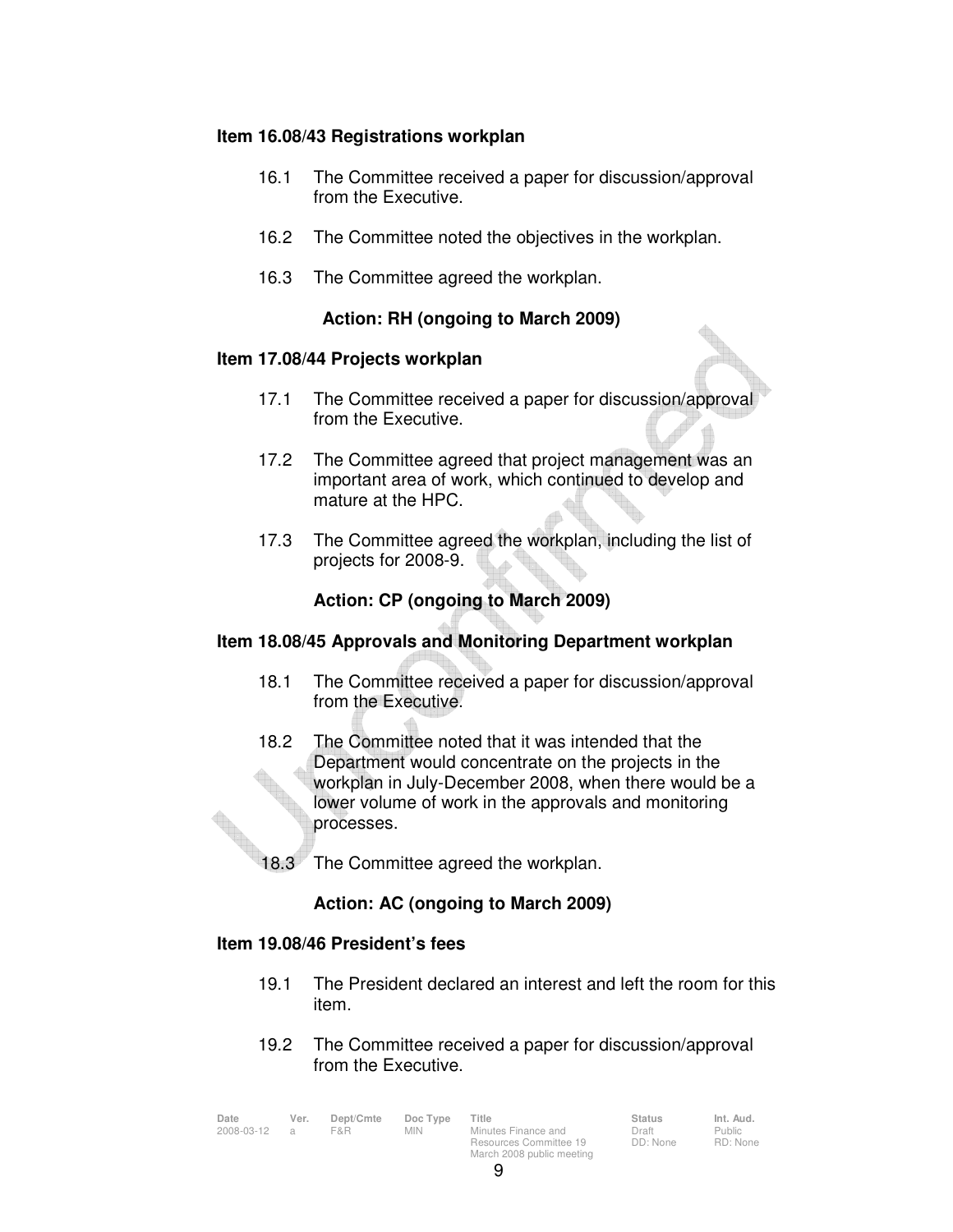**Item 16.08/43 Registrations workplan**

16.1 The Committee received a paper for discussion/approval from the Executive.

16.2 The Committee noted the objectives in the workplan.

16.3 The Committee agreed the workplan.

**Action: RH (ongoing to March 2009)**

**Item 17.08/44 Projects workplan**

17.1 The Committee received a paper for discussion/approval from the Executive.

17.2 The Committee agreed that project management was an important area of work, which continued to develop and mature at the HPC.

17.3 The Committee agreed the workplan, including the list of projects for 2008-9.

**Action: CP (ongoing to March 2009)**

**Item 18.08/45 Approvals and Monitoring Department workplan**

18.1 The Committee received a paper for discussion/approval from the Executive.

18.2 The Committee noted that it was intended that the Department would concentrate on the projects in the workplan in July-December 2008, when there would be a lower volume of work in the approvals and monitoring processes.

18.3 The Committee agreed the workplan.

**Action: AC (ongoing to March 2009)**

**Item 19.08/46 President's fees**

19.1 The President declared an interest and left the room for this item.

19.2 The Committee received a paper for discussion/approval from the Executive.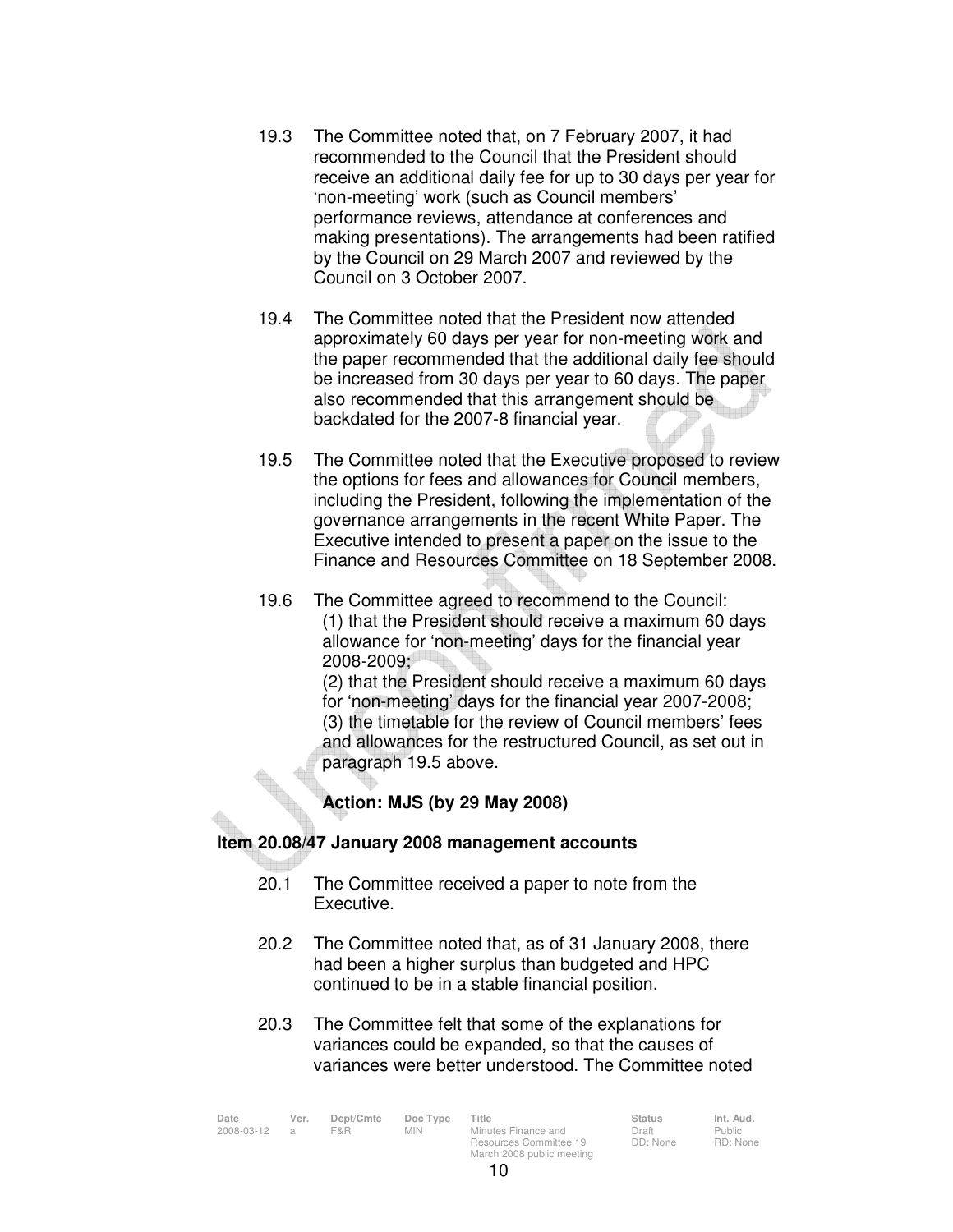19.3 The Committee noted that, on 7 February 2007, it had recommended to the Council that the President should receive an additional daily fee for up to 30 days per year for 'non-meeting' work (such as Council members' performance reviews, attendance at conferences and making presentations). The arrangements had been ratified by the Council on 29 March 2007 and reviewed by the Council on 3 October 2007.

19.4 The Committee noted that the President now attended approximately 60 days per year for non-meeting work and the paper recommended that the additional daily fee should be increased from 30 days per year to 60 days. The paper also recommended that this arrangement should be backdated for the 2007-8 financial year.

19.5 The Committee noted that the Executive proposed to review the options for fees and allowances for Council members, including the President, following the implementation of the governance arrangements in the recent White Paper. The Executive intended to present a paper on the issue to the Finance and Resources Committee on 18 September 2008.

19.6 The Committee agreed to recommend to the Council:
(1) that the President should receive a maximum 60 days allowance for 'non-meeting' days for the financial year 2008-2009;
(2) that the President should receive a maximum 60 days for 'non-meeting' days for the financial year 2007-2008;
(3) the timetable for the review of Council members' fees and allowances for the restructured Council, as set out in paragraph 19.5 above.

**Action: MJS (by 29 May 2008)**

**Item 20.08/47 January 2008 management accounts**

20.1 The Committee received a paper to note from the Executive.

20.2 The Committee noted that, as of 31 January 2008, there had been a higher surplus than budgeted and HPC continued to be in a stable financial position.

20.3 The Committee felt that some of the explanations for variances could be expanded, so that the causes of variances were better understood. The Committee noted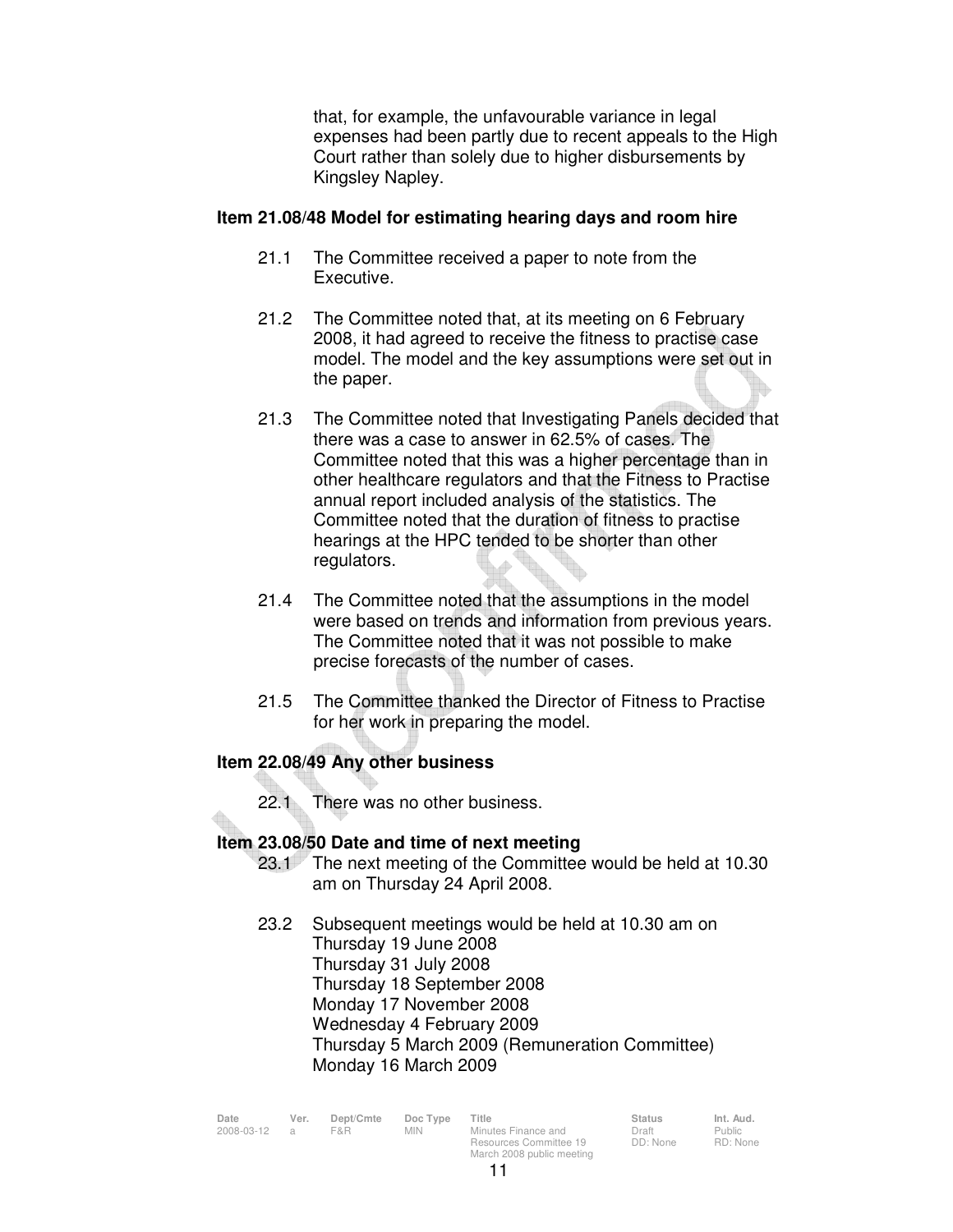that, for example, the unfavourable variance in legal expenses had been partly due to recent appeals to the High Court rather than solely due to higher disbursements by Kingsley Napley.

**Item 21.08/48 Model for estimating hearing days and room hire**

21.1 The Committee received a paper to note from the Executive.

21.2 The Committee noted that, at its meeting on 6 February 2008, it had agreed to receive the fitness to practise case model. The model and the key assumptions were set out in the paper.

21.3 The Committee noted that Investigating Panels decided that there was a case to answer in 62.5% of cases. The Committee noted that this was a higher percentage than in other healthcare regulators and that the Fitness to Practise annual report included analysis of the statistics. The Committee noted that the duration of fitness to practise hearings at the HPC tended to be shorter than other regulators.

21.4 The Committee noted that the assumptions in the model were based on trends and information from previous years. The Committee noted that it was not possible to make precise forecasts of the number of cases.

21.5 The Committee thanked the Director of Fitness to Practise for her work in preparing the model.

**Item 22.08/49 Any other business**

22.1 There was no other business.

**Item 23.08/50 Date and time of next meeting**

23.1 The next meeting of the Committee would be held at 10.30 am on Thursday 24 April 2008.

23.2 Subsequent meetings would be held at 10.30 am on
Thursday 19 June 2008
Thursday 31 July 2008
Thursday 18 September 2008
Monday 17 November 2008
Wednesday 4 February 2009
Thursday 5 March 2009 (Remuneration Committee)
Monday 16 March 2009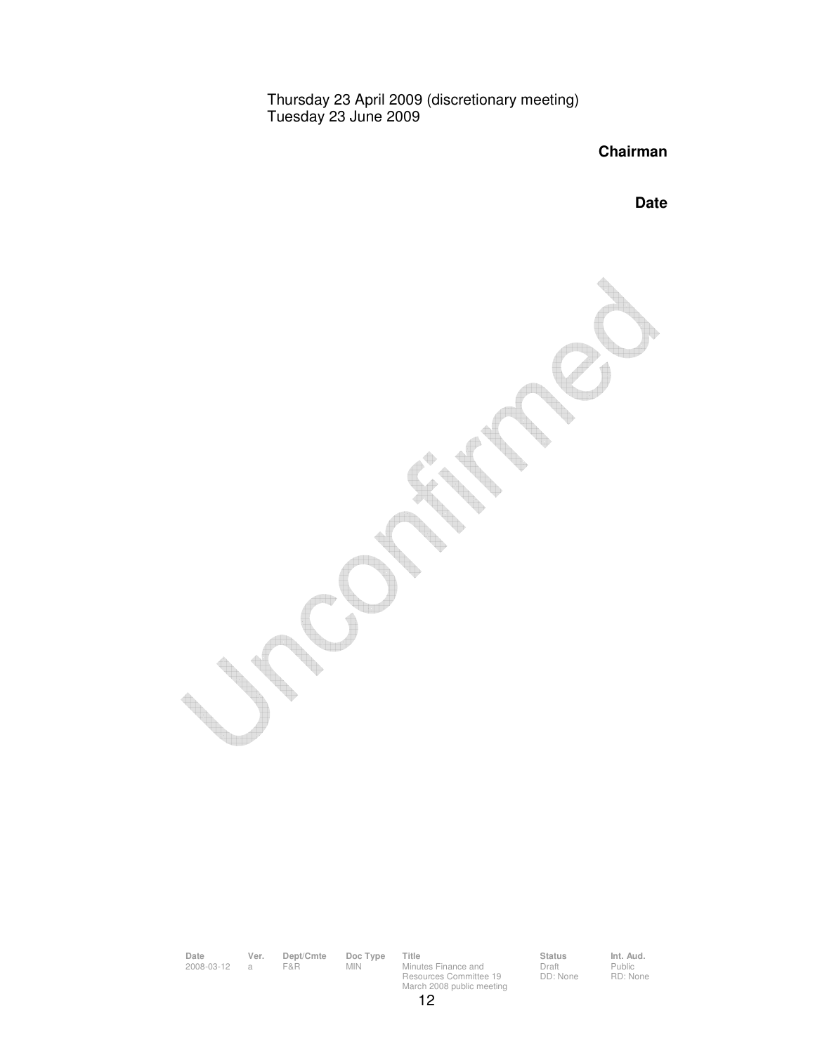Thursday 23 April 2009 (discretionary meeting)
Tuesday 23 June 2009

**Chairman**

**Date**